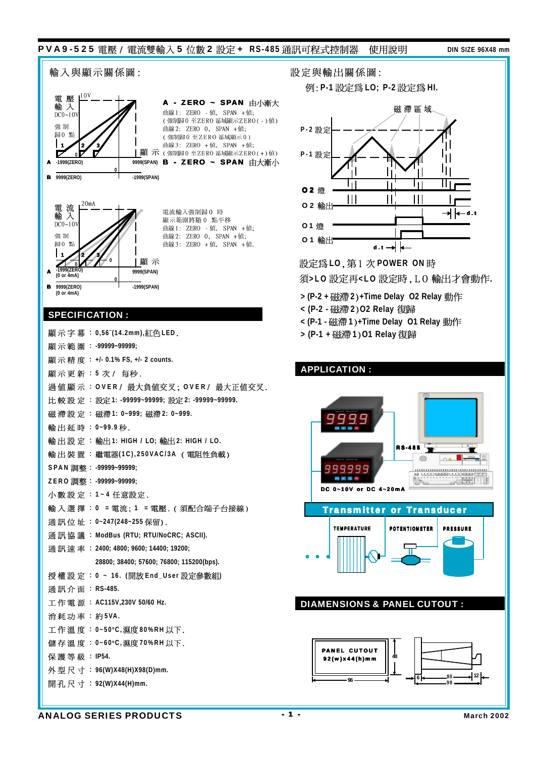# PVA9-525 電壓 / 電流雙輸入 5 位數 2 設定 + RS-485 通訊可程式控制器　使用說明

DIN SIZE 96X48 mm

## 輸入與顯示關係圖 :

電壓輸入 DC0~10V
10V
強制歸0點
1 2 3
0
顯示
A -1999(ZERO) 9999(SPAN)
B 9999(ZERO) -1999(SPAN)

**A - ZERO ~ SPAN** 由小漸大
曲線1: ZERO -值, SPAN +值;
(強制歸0 至ZERO 區域顯示ZERO(-)值)
曲線2: ZERO 0, SPAN +值;
(強制歸0 至ZERO 區域顯示0)
曲線3: ZERO +值, SPAN +值;
(強制歸0 至ZERO 區域顯示ZERO(+)值)
**B - ZERO ~ SPAN** 由大漸小

電流輸入 DC0~10V
20mA
強制歸0點
1 2 3
0
顯示
A -1999(ZERO) (0 or 4mA) 9999(SPAN)
B 9999(ZERO) (0 or 4mA) -1999(SPAN)

電流輸入強制歸0 時
顯示範圍將隨0 點平移
曲線1: ZERO -值, SPAN +值;
曲線2: ZERO 0, SPAN +值;
曲線3: ZERO +值, SPAN +值.

## 設定與輸出關係圖 :

例: P-1 設定為 LO; P-2 設定為 HI.

磁滯區域
P-2 設定
P-1 設定
O2 燈
O2 輸出
d.t
O1 燈
O1 輸出
d.t

設定為LO，第1 次POWER ON時
須>LO 設定再<LO 設定時，LO 輸出才會動作.

> (P-2 + 磁滯2)+Time Delay O2 Relay 動作
< (P-2 - 磁滯2) O2 Relay 復歸
< (P-1 - 磁滯1)+Time Delay O1 Relay 動作
> (P-1 + 磁滯1) O1 Relay 復歸

## SPECIFICATION :

- 顯示字幕 : 0,56"(14.2mm),紅色LED.
- 顯示範圍 : -99999~99999;
- 顯示精度 : +/- 0.1% FS, +/- 2 counts.
- 顯示更新 : 5 次 / 每秒.
- 過值顯示 : OVER / 最大負值交叉; OVER / 最大正值交叉.
- 比較設定 : 設定1: -99999~99999; 設定2: -99999~99999.
- 磁滯設定 : 磁滯1: 0~999; 磁滯2: 0~999.
- 輸出延時 : 0~99.9 秒.
- 輸出設定 : 輸出1: HIGH / LO; 輸出2: HIGH / LO.
- 輸出裝置 : 繼電器(1C),250VAC/3A (電阻性負載)
- SPAN 調整 : -99999~99999;
- ZERO 調整 : -99999~99999;
- 小數設定 : 1~4 任意設定.
- 輸入選擇 : 0 = 電流; 1 = 電壓. (須配合端子台接線)
- 通訊位址 : 0~247(248~255 保留).
- 通訊協議 : ModBus (RTU; RTU/NoCRC; ASCII).
- 通訊速率 : 2400; 4800; 9600; 14400; 19200; 28800; 38400; 57600; 76800; 115200(bps).
- 授權設定 : 0 ~ 16. (開放End_User 設定參數組)
- 通訊介面 : RS-485.
- 工作電源 : AC115V,230V 50/60 Hz.
- 消耗功率 : 約5VA.
- 工作溫度 : 0~50°C,濕度80%RH 以下.
- 儲存溫度 : 0~60°C,濕度70%RH 以下.
- 保護等級 : IP54.
- 外型尺寸 : 96(W)X48(H)X98(D)mm.
- 開孔尺寸 : 92(W)X44(H)mm.

## APPLICATION :

9999
99999
RS-485
DC 0~10V or DC 4~20mA

Transmitter or Transducer
TEMPERATURE
POTENTIOMETER
PRESSURE

## DIAMENSIONS & PANEL CUTOUT :

PANEL CUTOUT
92(w)x44(h)mm
48
96
6
80
98
12

ANALOG SERIES PRODUCTS　　March 2002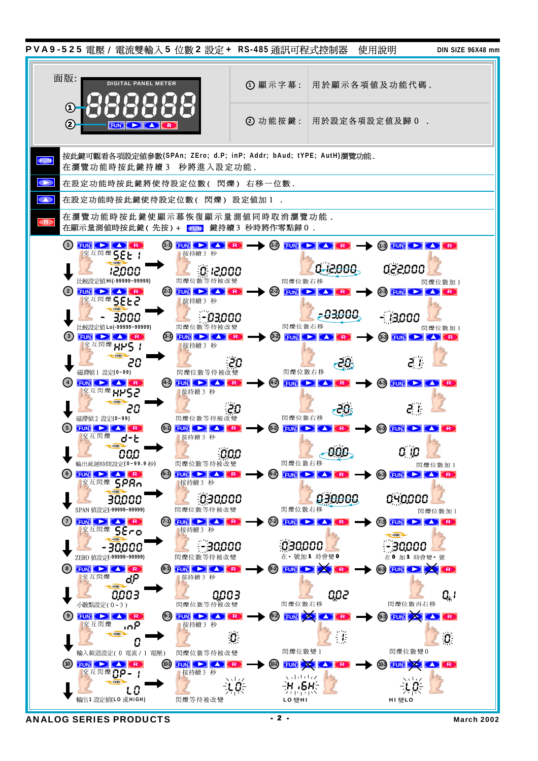# PVA9-525 電壓 / 電流雙輸入 5 位數 2 設定 + RS-485 通訊可程式控制器　使用說明

DIN SIZE 96X48 mm

面版:

DIGITAL PANEL METER

| | |
|---|---|
| ① 顯示字幕: | 用於顯示各項值及功能代碼. |
| ② 功能按鍵: | 用於設定各項設定值及歸 0 . |

| | |
|---|---|
| FUN | 按此鍵可觀看各項設定值參數(SPAn; ZEro; d.P; inP; Addr; bAud; tYPE; AutH)瀏覽功能. 在瀏覽功能時按此鍵持續 3 秒將進入設定功能. |
| ▶ | 在設定功能時按此鍵將使待設定位數( 閃爍 ) 右移一位數. |
| ▲ | 在設定功能時按此鍵使待設定位數( 閃爍 ) 設定值加 1 . |
| R | 在瀏覽功能時按此鍵使顯示幕恢復顯示量測值同時取消瀏覽功能. 在顯示量測值時按此鍵( 先按) + FUN 鍵持續 3 秒時將作零點歸 0 . |

① 交互閃爍 SEt 1 / 12.000 — 比較設定值 Hi(-99999~99999)
(1-1) 按持續 3 秒 — 0 12.000 閃爍位數等待被改變 → (1-2) 0 12.000 閃爍位數右移 → (1-3) 0 22.000 閃爍位數加 1

② 交互閃爍 SEt 2 / -3.000 — 比較設定值 Lo(-99999~99999)
(2-1) 按持續 3 秒 — -03.000 閃爍位數等待被改變 → (2-2) -03.000 閃爍位數右移 → (2-3) -13.000 閃爍位數加 1

③ 交互閃爍 HYS 1 / 20 — 磁滯值 1 設定(0~99)
(3-1) 按持續 3 秒 — 20 閃爍位數等待被改變 → (3-2) 20 閃爍位數右移 → (3-3) 21

④ 交互閃爍 HYS 2 / 20 — 磁滯值 2 設定(0~99)
(4-1) 按持續 3 秒 — 20 閃爍位數等待被改變 → (4-2) 20 閃爍位數右移 → (4-3) 21

⑤ 交互閃爍 d-t / 00.0 — 輸出延遲時間設定(0~99.9 秒)
(5-1) 按持續 3 秒 — 00.0 閃爍位數等待被改變 → (5-2) 00.0 閃爍位數右移 → (5-3) 01.0 閃爍位數加 1

⑥ 交互閃爍 SPAn / 30.000 — SPAN 值設定(-99999~99999)
(6-1) 按持續 3 秒 — 030.000 閃爍位數等待被改變 → (6-2) 030.000 閃爍位數右移 → (6-3) 040.000 閃爍位數加 1

⑦ 交互閃爍 SEro / -30.000 — ZERO 值設定(-99999~99999)
(7-1) 按持續 3 秒 — -30.000 閃爍位數等待被改變 → (7-2) 030.000 在 - 號加 1 時會變 0 → (7-3) -30.000 在 0 加 1 時會變 - 號

⑧ 交互閃爍 dP / 0.003 — 小數點設定( 0 ~ 3 )
(8-1) 按持續 3 秒 — 0.003 閃爍位數等待被改變 → (8-2) 0.02 閃爍位數右移 → (8-3) 0.1 閃爍位數再右移

⑨ 交互閃爍 inP / 0 — 輸入頻道設定( 0 電流 / 1 電壓)
(9-1) 按持續 3 秒 — 0 閃爍位數等待被改變 → (9-2) 1 閃爍位數變 1 → (9-3) 0 閃爍位數變 0

⑩ 交互閃爍 OP- 1 / LO — 輸出1 設定值(LO 或 HiGH)
(10-1) 按持續 3 秒 — LO 閃爍等待被改變 → (10-2) HiGH LO 變 HI → (10-3) LO HI 變 LO

ANALOG SERIES PRODUCTS　　March 2002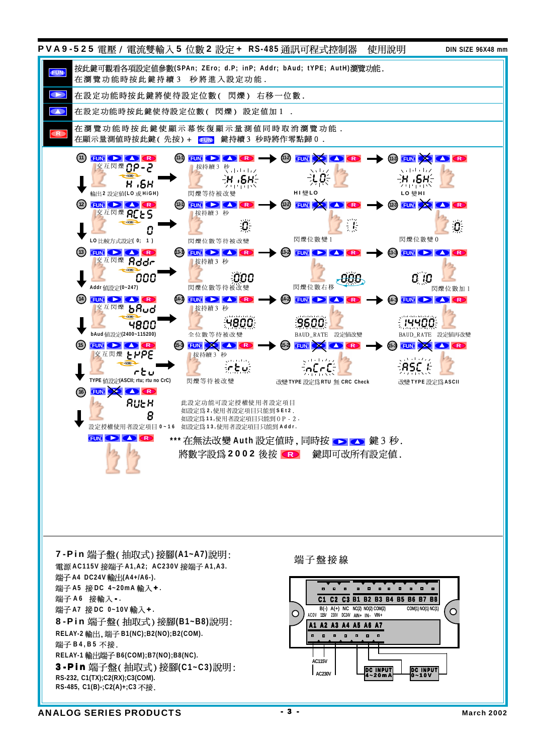PVA9-525 電壓 / 電流雙輸入 5 位數 2 設定 + RS-485 通訊可程式控制器 使用說明　DIN SIZE 96X48 mm

| | |
|---|---|
| FUN | 按此鍵可觀看各項設定值參數(SPAn; ZEro; d.P; inP; Addr; bAud; tYPE; AutH)瀏覽功能. 在瀏覽功能時按此鍵持續 3 秒將進入設定功能. |
| ▶ | 在設定功能時按此鍵將使待設定位數( 閃爍) 右移一位數. |
| ▲ | 在設定功能時按此鍵使待設定位數( 閃爍) 設定值加 1 . |
| R | 在瀏覽功能時按此鍵使顯示幕恢復顯示量測值同時取消瀏覽功能. 在顯示量測值時按此鍵( 先按) + FUN 鍵持續 3 秒時將作零點歸 0 . |

⑪ 交互閃爍 OP-2 / HI6H　輸出2 設定值(LO 或 HIGH)
11-1 按持續 3 秒 HI6H 閃爍等待被改變 → 11-2 LO HI 變 LO → 11-3 HI6H LO 變 HI

⑫ 交互閃爍 ACtS / 0　LO 比較方式設定( 0; 1 )
12-1 按持續 3 秒 0 閃爍位數等待被改變 → 12-2 1 閃爍位數變 1 → 12-3 0 閃爍位數變 0

⑬ 交互閃爍 Addr / 000　Addr 值設定(0~247)
13-1 按持續 3 秒 000 閃爍位數等待被改變 → 13-2 000 閃爍位數右移 → 13-3 010 閃爍位數加 1

⑭ 交互閃爍 bAud / 4800　bAud 值設定(2400~115200)
14-1 按持續 3 秒 4800 全位數等待被改變 → 14-2 9600 BAUD_RATE 設定值改變 → 14-3 19200 BAUD_RATE 設定值再改變

⑮ 交互閃爍 tYPE / rtu　TYPE 值設定(ASCII; rtu; rtu no CrC)
15-1 按持續 3 秒 rtu 閃爍等待被改變 → 15-2 nCrC 改變 TYPE 設定為 RTU 無 CRC Check → 15-3 ASCII 改變 TYPE 設定為 ASCII

⑯ AutH / 8　設定授權使用者設定項目 0~16

此設定功能可設定授權使用者設定項目
如設定為 2 ,使用者設定項目只能到 SEt2 .
如設定為 11,使用者設定項目只能到 0P - 2 .
如設定為 13,使用者設定項目只能到 Addr.

*** 在無法改變 Auth 設定值時, 同時按 ▶ ▲ 鍵 3 秒.
將數字設為 2002 後按 R 鍵即可改所有設定值.

**7-Pin 端子盤( 抽取式) 接腳(A1~A7)說明:**

電源AC115V 接端子 A1,A2; AC230V 接端子 A1,A3.
端子 A4 DC24V 輸出(A4+/A6-).
端子 A5 接DC 4~20mA 輸入+.
端子 A6 接輸入-.
端子 A7 接DC 0~10V 輸入+.

**8-Pin 端子盤( 抽取式) 接腳(B1~B8)說明:**

RELAY-2 輸出, 端子 B1(NC);B2(NO);B2(COM).
端子 B4,B5 不接.
RELAY-1 輸出端子 B6(COM);B7(NO);B8(NC).

**3-Pin 端子盤( 抽取式) 接腳(C1~C3)說明:**

RS-232, C1(TX);C2(RX);C3(COM).
RS-485, C1(B)-;C2(A)+;C3 不接.

端子盤接線

C1 C2 C3 B1 B2 B3 B4 B5 B6 B7 B8
B(-) A(+) NC NC(2) NO(2) COM(2) COM(1) NO(1) NC(1)
ACOV 115V 230V DC24V AIN+ IN- VIN+
A1 A2 A3 A4 A5 A6 A7
AC115V
AC230V
DC INPUT 4~20mA
DC INPUT 0~10V

ANALOG SERIES PRODUCTS　March 2002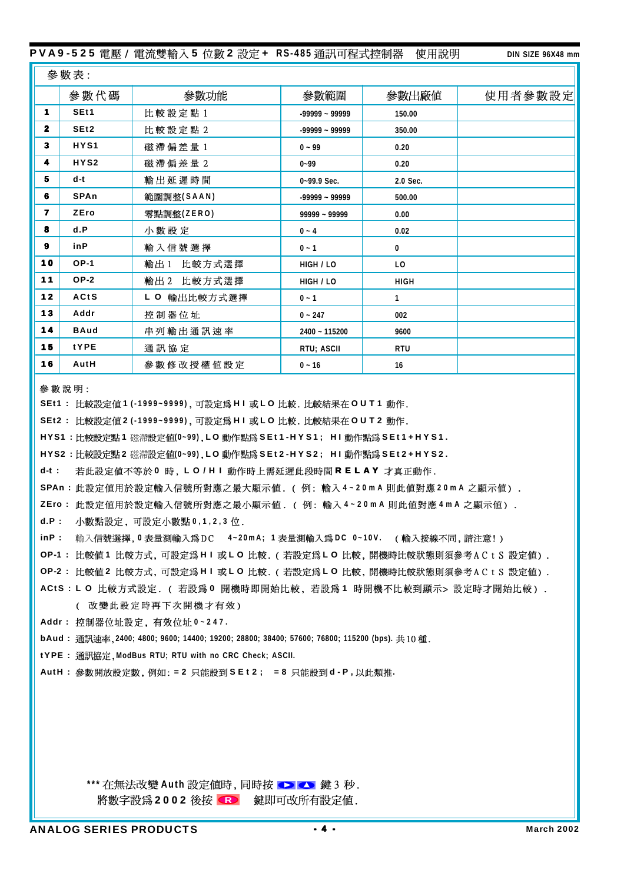參 數 表 :

| | 參 數 代 碼 | 參數功能 | 參數範圍 | 參數出廠值 | 使 用 者 參 數 設 定 |
|---|---|---|---|---|---|
| 1 | SEt1 | 比 較 設 定 點 1 | -99999 ~ 99999 | 150.00 | |
| 2 | SEt2 | 比 較 設 定 點 2 | -99999 ~ 99999 | 350.00 | |
| 3 | HYS1 | 磁 滯 偏 差 量 1 | 0 ~ 99 | 0.20 | |
| 4 | HYS2 | 磁 滯 偏 差 量 2 | 0~99 | 0.20 | |
| 5 | d-t | 輸 出 延 遲 時 間 | 0~99.9 Sec. | 2.0 Sec. | |
| 6 | SPAn | 範圍調整(SAAN) | -99999 ~ 99999 | 500.00 | |
| 7 | ZEro | 零點調整(ZERO) | 99999 ~ 99999 | 0.00 | |
| 8 | d.P | 小 數 設 定 | 0 ~ 4 | 0.02 | |
| 9 | inP | 輸 入 信 號 選 擇 | 0 ~ 1 | 0 | |
| 10 | OP-1 | 輸出 1　比較方式選擇 | HIGH / LO | LO | |
| 11 | OP-2 | 輸出 2　比較方式選擇 | HIGH / LO | HIGH | |
| 12 | ACtS | L O 輸出比較方式選擇 | 0 ~ 1 | 1 | |
| 13 | Addr | 控 制 器 位 址 | 0 ~ 247 | 002 | |
| 14 | BAud | 串 列 輸 出 通 訊 速 率 | 2400 ~ 115200 | 9600 | |
| 15 | tYPE | 通 訊 協 定 | RTU; ASCII | RTU | |
| 16 | AutH | 參 數 修 改 授 權 值 設 定 | 0 ~ 16 | 16 | |

參 數 說 明 :

SEt1 : 比較設定值 1 (-1999~9999), 可設定爲 H I 或 L O 比較. 比較結果在 O U T 1 動作.

SEt2 : 比較設定值 2 (-1999~9999), 可設定爲 H I 或 L O 比較. 比較結果在 O U T 2 動作.

HYS1 : 比較設定點 1 磁滯設定值(0~99), L O 動作點爲 S E t 1 - H Y S 1 ; H I 動作點爲 S E t 1 + H Y S 1 .

HYS2 : 比較設定點 2 磁滯設定值(0~99), L O 動作點爲 S E t 2 - H Y S 2 ; H I 動作點爲 S E t 2 + H Y S 2 .

d-t : 若此設定值不等於 0 時, L O / H I 動作時上需延遲此段時間 R E L A Y 才真正動作.

SPAn : 此設定值用於設定輸入信號所對應之最大顯示值. ( 例: 輸入 4 ~ 2 0 m A 則此值對應 2 0 m A 之顯示值) .

ZEro : 此設定值用於設定輸入信號所對應之最小顯示值. ( 例: 輸入 4 ~ 2 0 m A 則此值對應 4 m A 之顯示值) .

d.P : 小數點設定, 可設定小數點 0 , 1 , 2 , 3 位.

inP : 輸入信號選擇, 0 表量測輸入爲 DC　4~20mA; 1 表量測輸入爲 DC　0~10V.　( 輸入接線不同, 請注意! )

OP-1 : 比較值 1 比較方式, 可設定爲 H I 或 L O 比較. ( 若設定爲 L O 比較, 開機時比較狀態則須參考 A C t S 設定值) .

OP-2 : 比較值 2 比較方式, 可設定爲 H I 或 L O 比較. ( 若設定爲 L O 比較, 開機時比較狀態則須參考 A C t S 設定值) .

ACtS : L O 比較方式設定. ( 若設爲 0 開機時即開始比較, 若設爲 1 時開機不比較到顯示> 設定時才開始比較) .
( 改變此設定時再下次開機才有效)

Addr : 控制器位址設定, 有效位址 0 ~ 2 4 7 .

bAud : 通訊速率, 2400; 4800; 9600; 14400; 19200; 28800; 38400; 57600; 76800; 115200 (bps). 共 10 種.

tYPE : 通訊協定, ModBus RTU; RTU with no CRC Check; ASCII.

AutH : 參數開放設定數, 例如: = 2 只能設到 S E t 2 ; = 8 只能設到 d - P , 以此類推.

*** 在無法改變 Auth 設定值時, 同時按 ▷ △ 鍵 3 秒.
將數字設爲 2 0 0 2 後按 R 鍵即可改所有設定值.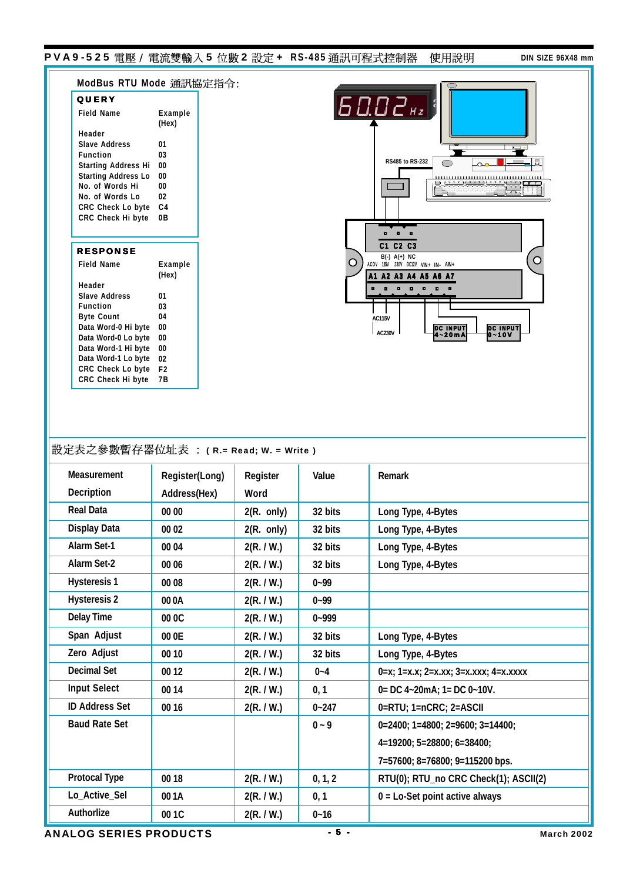ModBus RTU Mode 通訊協定指令:

**QUERY**

| Field Name | Example (Hex) |
|---|---|
| Header | |
| Slave Address | 01 |
| Function | 03 |
| Starting Address Hi | 00 |
| Starting Address Lo | 00 |
| No. of Words Hi | 00 |
| No. of Words Lo | 02 |
| CRC Check Lo byte | C4 |
| CRC Check Hi byte | 0B |

**RESPONSE**

| Field Name | Example (Hex) |
|---|---|
| Header | |
| Slave Address | 01 |
| Function | 03 |
| Byte Count | 04 |
| Data Word-0 Hi byte | 00 |
| Data Word-0 Lo byte | 00 |
| Data Word-1 Hi byte | 00 |
| Data Word-1 Lo byte | 02 |
| CRC Check Lo byte | F2 |
| CRC Check Hi byte | 7B |

60.02 Hz

RS485 to RS-232

C1 C2 C3

B(-) A(+) NC

AC0V 115V 230V DC12V VIN+ IN- AIN+

A1 A2 A3 A4 A5 A6 A7

AC115V

AC230V

DC INPUT 4~20mA

DC INPUT 0~10V

設定表之參數暫存器位址表 ： ( R.= Read; W. = Write )

| Measurement Decription | Register(Long) Address(Hex) | Register Word | Value | Remark |
|---|---|---|---|---|
| Real Data | 00 00 | 2(R. only) | 32 bits | Long Type, 4-Bytes |
| Display Data | 00 02 | 2(R. only) | 32 bits | Long Type, 4-Bytes |
| Alarm Set-1 | 00 04 | 2(R. / W.) | 32 bits | Long Type, 4-Bytes |
| Alarm Set-2 | 00 06 | 2(R. / W.) | 32 bits | Long Type, 4-Bytes |
| Hysteresis 1 | 00 08 | 2(R. / W.) | 0~99 | |
| Hysteresis 2 | 00 0A | 2(R. / W.) | 0~99 | |
| Delay Time | 00 0C | 2(R. / W.) | 0~999 | |
| Span Adjust | 00 0E | 2(R. / W.) | 32 bits | Long Type, 4-Bytes |
| Zero Adjust | 00 10 | 2(R. / W.) | 32 bits | Long Type, 4-Bytes |
| Decimal Set | 00 12 | 2(R. / W.) | 0~4 | 0=x; 1=x.x; 2=x.xx; 3=x.xxx; 4=x.xxxx |
| Input Select | 00 14 | 2(R. / W.) | 0, 1 | 0= DC 4~20mA; 1= DC 0~10V. |
| ID Address Set | 00 16 | 2(R. / W.) | 0~247 | 0=RTU; 1=nCRC; 2=ASCII |
| Baud Rate Set | | | 0 ~ 9 | 0=2400; 1=4800; 2=9600; 3=14400; 4=19200; 5=28800; 6=38400; 7=57600; 8=76800; 9=115200 bps. |
| Protocal Type | 00 18 | 2(R. / W.) | 0, 1, 2 | RTU(0); RTU_no CRC Check(1); ASCII(2) |
| Lo_Active_Sel | 00 1A | 2(R. / W.) | 0, 1 | 0 = Lo-Set point active always |
| Authorlize | 00 1C | 2(R. / W.) | 0~16 | |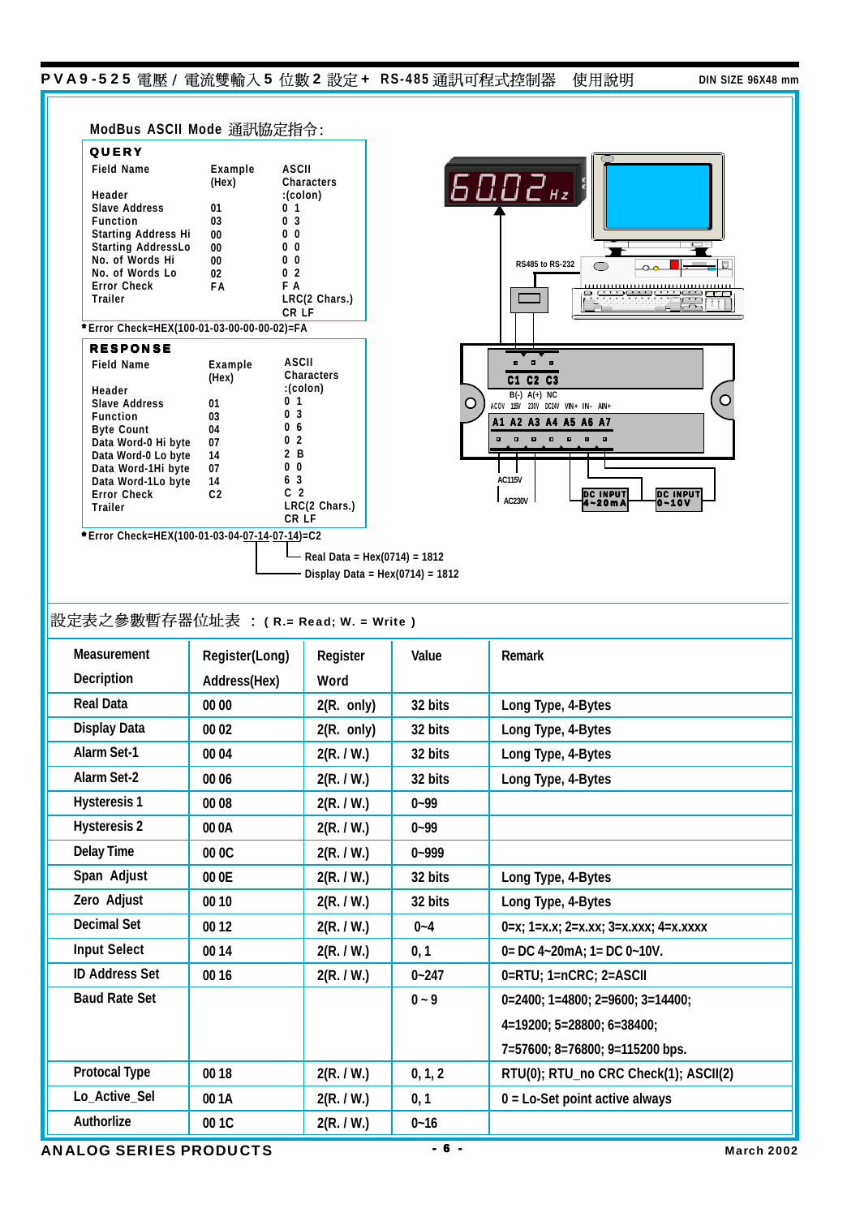## ModBus ASCII Mode 通訊協定指令:

**QUERY**

| Field Name | Example (Hex) | ASCII Characters |
|---|---|---|
| Header | | :(colon) |
| Slave Address | 01 | 0 1 |
| Function | 03 | 0 3 |
| Starting Address Hi | 00 | 0 0 |
| Starting AddressLo | 00 | 0 0 |
| No. of Words Hi | 00 | 0 0 |
| No. of Words Lo | 02 | 0 2 |
| Error Check | FA | F A |
| Trailer | | LRC(2 Chars.) CR LF |

* Error Check=HEX(100-01-03-00-00-00-02)=FA

**RESPONSE**

| Field Name | Example (Hex) | ASCII Characters |
|---|---|---|
| Header | | :(colon) |
| Slave Address | 01 | 0 1 |
| Function | 03 | 0 3 |
| Byte Count | 04 | 0 6 |
| Data Word-0 Hi byte | 07 | 0 2 |
| Data Word-0 Lo byte | 14 | 2 B |
| Data Word-1Hi byte | 07 | 0 0 |
| Data Word-1Lo byte | 14 | 6 3 |
| Error Check | C2 | C 2 |
| Trailer | | LRC(2 Chars.) CR LF |

* Error Check=HEX(100-01-03-04-07-14-07-14)=C2

Real Data = Hex(0714) = 1812

Display Data = Hex(0714) = 1812

60.02 Hz

RS485 to RS-232

C1 C2 C3

B(-) A(+) NC

AC0V 115V 230V DC24V VIN+ IN- AIN+

A1 A2 A3 A4 A5 A6 A7

AC115V

AC230V

DC INPUT 4~20mA

DC INPUT 0~10V

## 設定表之參數暫存器位址表 ：( R.= Read; W. = Write )

| Measurement Decription | Register(Long) Address(Hex) | Register Word | Value | Remark |
|---|---|---|---|---|
| Real Data | 00 00 | 2(R. only) | 32 bits | Long Type, 4-Bytes |
| Display Data | 00 02 | 2(R. only) | 32 bits | Long Type, 4-Bytes |
| Alarm Set-1 | 00 04 | 2(R. / W.) | 32 bits | Long Type, 4-Bytes |
| Alarm Set-2 | 00 06 | 2(R. / W.) | 32 bits | Long Type, 4-Bytes |
| Hysteresis 1 | 00 08 | 2(R. / W.) | 0~99 | |
| Hysteresis 2 | 00 0A | 2(R. / W.) | 0~99 | |
| Delay Time | 00 0C | 2(R. / W.) | 0~999 | |
| Span Adjust | 00 0E | 2(R. / W.) | 32 bits | Long Type, 4-Bytes |
| Zero Adjust | 00 10 | 2(R. / W.) | 32 bits | Long Type, 4-Bytes |
| Decimal Set | 00 12 | 2(R. / W.) | 0~4 | 0=x; 1=x.x; 2=x.xx; 3=x.xxx; 4=x.xxxx |
| Input Select | 00 14 | 2(R. / W.) | 0, 1 | 0= DC 4~20mA; 1= DC 0~10V. |
| ID Address Set | 00 16 | 2(R. / W.) | 0~247 | 0=RTU; 1=nCRC; 2=ASCII |
| Baud Rate Set | | | 0 ~ 9 | 0=2400; 1=4800; 2=9600; 3=14400; 4=19200; 5=28800; 6=38400; 7=57600; 8=76800; 9=115200 bps. |
| Protocal Type | 00 18 | 2(R. / W.) | 0, 1, 2 | RTU(0); RTU_no CRC Check(1); ASCII(2) |
| Lo_Active_Sel | 00 1A | 2(R. / W.) | 0, 1 | 0 = Lo-Set point active always |
| Authorlize | 00 1C | 2(R. / W.) | 0~16 | |